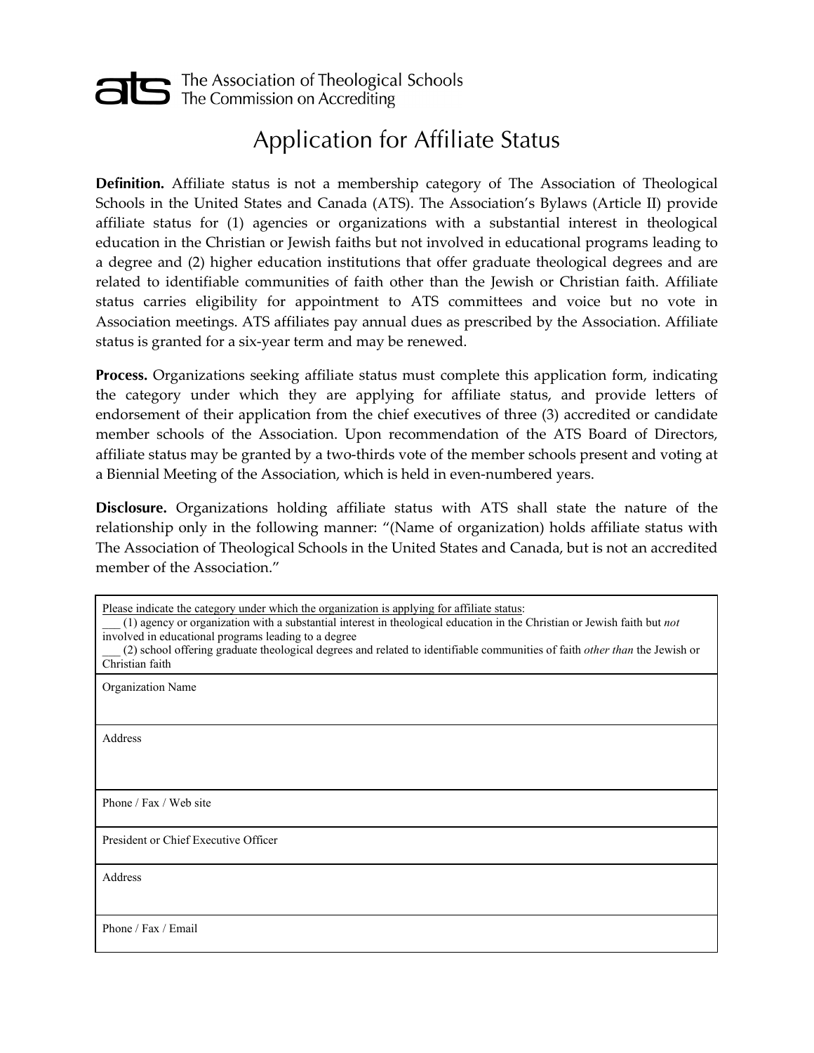ats The Association of Theological Schools
The Commission on Accrediting

# Application for Affiliate Status

**Definition.** Affiliate status is not a membership category of The Association of Theological Schools in the United States and Canada (ATS). The Association's Bylaws (Article II) provide affiliate status for (1) agencies or organizations with a substantial interest in theological education in the Christian or Jewish faiths but not involved in educational programs leading to a degree and (2) higher education institutions that offer graduate theological degrees and are related to identifiable communities of faith other than the Jewish or Christian faith. Affiliate status carries eligibility for appointment to ATS committees and voice but no vote in Association meetings. ATS affiliates pay annual dues as prescribed by the Association. Affiliate status is granted for a six-year term and may be renewed.

**Process.** Organizations seeking affiliate status must complete this application form, indicating the category under which they are applying for affiliate status, and provide letters of endorsement of their application from the chief executives of three (3) accredited or candidate member schools of the Association. Upon recommendation of the ATS Board of Directors, affiliate status may be granted by a two-thirds vote of the member schools present and voting at a Biennial Meeting of the Association, which is held in even-numbered years.

**Disclosure.** Organizations holding affiliate status with ATS shall state the nature of the relationship only in the following manner: "(Name of organization) holds affiliate status with The Association of Theological Schools in the United States and Canada, but is not an accredited member of the Association."

| Please indicate the category under which the organization is applying for affiliate status:<br>___ (1) agency or organization with a substantial interest in theological education in the Christian or Jewish faith but *not* involved in educational programs leading to a degree<br>___ (2) school offering graduate theological degrees and related to identifiable communities of faith *other than* the Jewish or Christian faith |
|---|
| Organization Name |
| Address |
| Phone / Fax / Web site |
| President or Chief Executive Officer |
| Address |
| Phone / Fax / Email |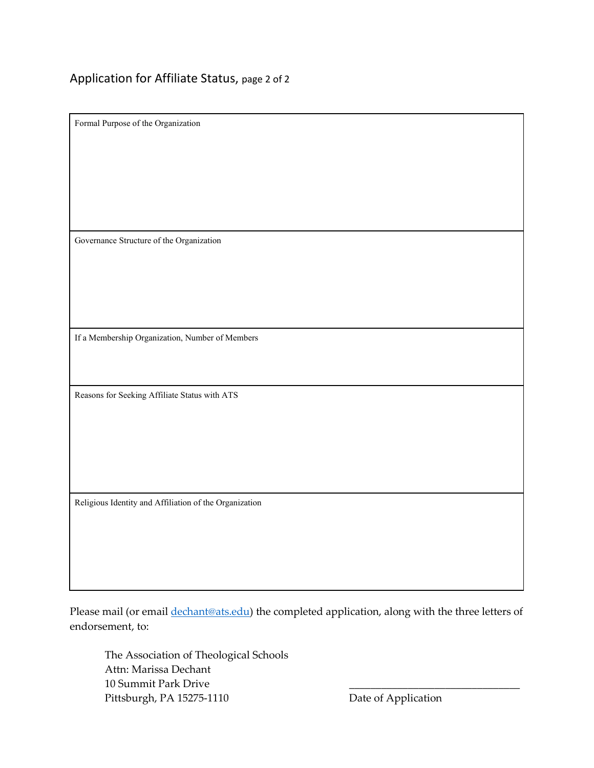## Application for Affiliate Status, page 2 of 2

| Formal Purpose of the Organization |
| --- |
| |

| Governance Structure of the Organization |
| --- |
| |

| If a Membership Organization, Number of Members |
| --- |
| |

| Reasons for Seeking Affiliate Status with ATS |
| --- |
| |

| Religious Identity and Affiliation of the Organization |
| --- |
| |

Please mail (or email dechant@ats.edu) the completed application, along with the three letters of endorsement, to:

The Association of Theological Schools
Attn: Marissa Dechant
10 Summit Park Drive
Pittsburgh, PA 15275-1110

_______________________________
Date of Application